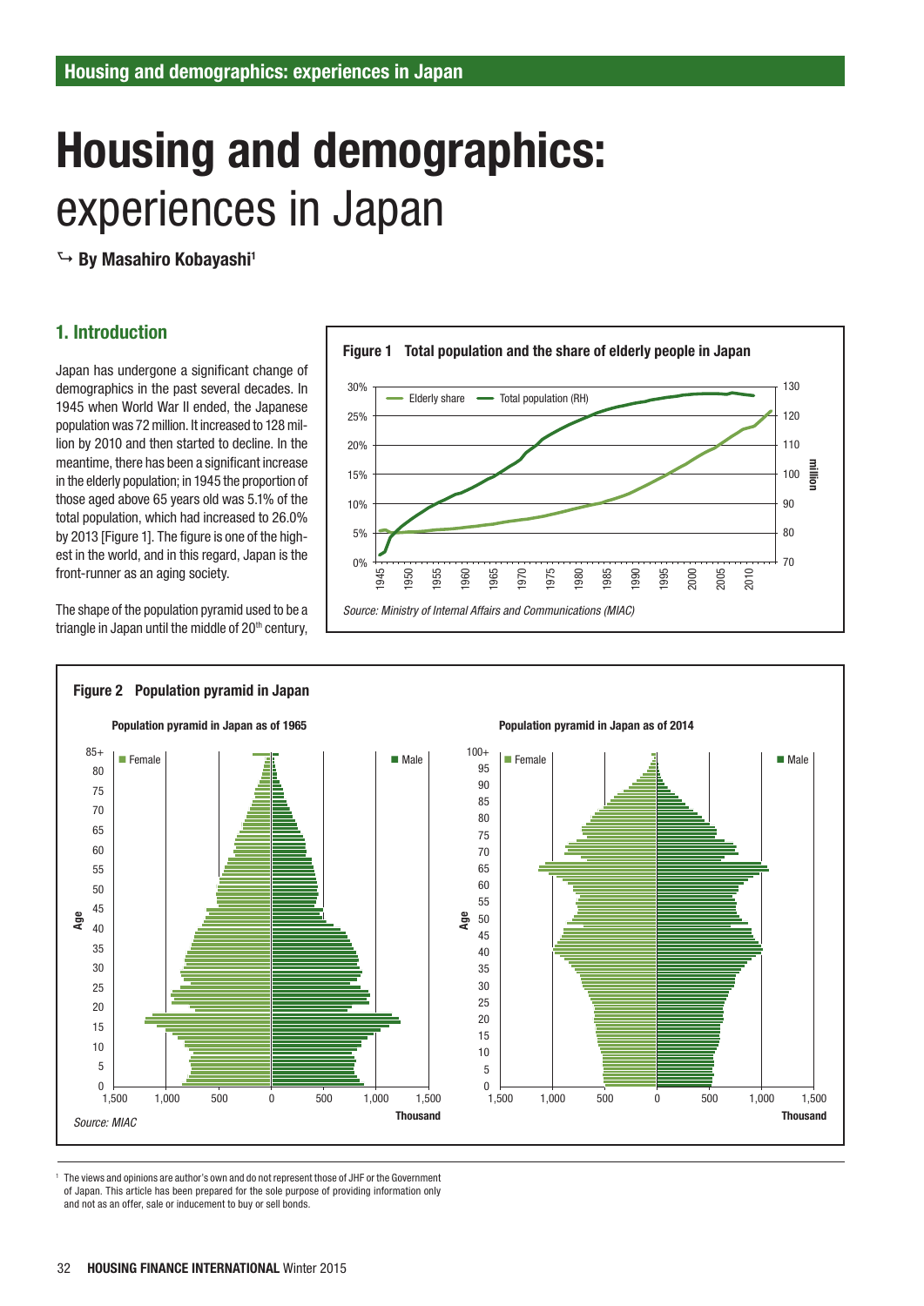# Housing and demographics: experiences in Japan

↳ **By Masahiro Kobayashi**[1]

## 1. Introduction

Japan has undergone a significant change of demographics in the past several decades. In 1945 when World War II ended, the Japanese population was 72 million. It increased to 128 million by 2010 and then started to decline. In the meantime, there has been a significant increase in the elderly population; in 1945 the proportion of those aged above 65 years old was 5.1% of the total population, which had increased to 26.0% by 2013 [Figure 1]. The figure is one of the highest in the world, and in this regard, Japan is the front-runner as an aging society.

The shape of the population pyramid used to be a triangle in Japan until the middle of 20th century,

**Figure 1 Total population and the share of elderly people in Japan**

*Source: Ministry of Internal Affairs and Communications (MIAC)*

**Figure 2 Population pyramid in Japan**

Population pyramid in Japan as of 1965

Population pyramid in Japan as of 2014

*Source: MIAC*

[1] The views and opinions are author's own and do not represent those of JHF or the Government of Japan. This article has been prepared for the sole purpose of providing information only and not as an offer, sale or inducement to buy or sell bonds.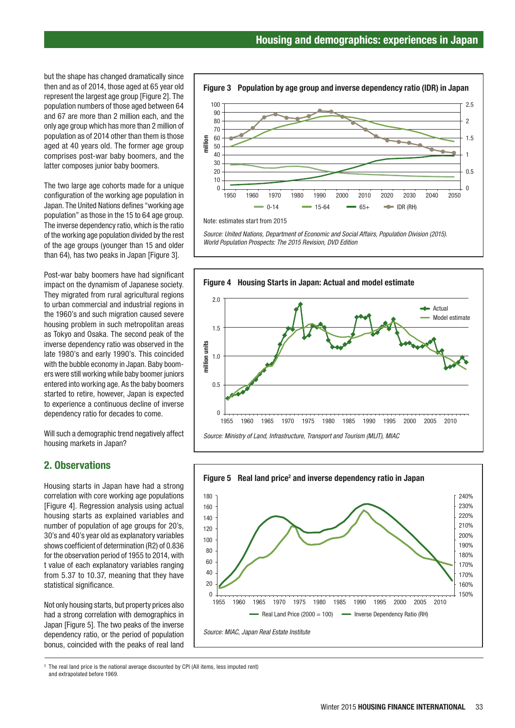but the shape has changed dramatically since then and as of 2014, those aged at 65 year old represent the largest age group [Figure 2]. The population numbers of those aged between 64 and 67 are more than 2 million each, and the only age group which has more than 2 million of population as of 2014 other than them is those aged at 40 years old. The former age group comprises post-war baby boomers, and the latter composes junior baby boomers.

The two large age cohorts made for a unique configuration of the working age population in Japan. The United Nations defines "working age population" as those in the 15 to 64 age group. The inverse dependency ratio, which is the ratio of the working age population divided by the rest of the age groups (younger than 15 and older than 64), has two peaks in Japan [Figure 3].

Post-war baby boomers have had significant impact on the dynamism of Japanese society. They migrated from rural agricultural regions to urban commercial and industrial regions in the 1960's and such migration caused severe housing problem in such metropolitan areas as Tokyo and Osaka. The second peak of the inverse dependency ratio was observed in the late 1980's and early 1990's. This coincided with the bubble economy in Japan. Baby boomers were still working while baby boomer juniors entered into working age. As the baby boomers started to retire, however, Japan is expected to experience a continuous decline of inverse dependency ratio for decades to come.

Will such a demographic trend negatively affect housing markets in Japan?

## 2. Observations

Housing starts in Japan have had a strong correlation with core working age populations [Figure 4]. Regression analysis using actual housing starts as explained variables and number of population of age groups for 20's, 30's and 40's year old as explanatory variables shows coefficient of determination ($R^2$) of 0.836 for the observation period of 1955 to 2014, with t value of each explanatory variables ranging from 5.37 to 10.37, meaning that they have statistical significance.

Not only housing starts, but property prices also had a strong correlation with demographics in Japan [Figure 5]. The two peaks of the inverse dependency ratio, or the period of population bonus, coincided with the peaks of real land

**Figure 3 Population by age group and inverse dependency ratio (IDR) in Japan**

Note: estimates start from 2015

*Source: United Nations, Department of Economic and Social Affairs, Population Division (2015). World Population Prospects: The 2015 Revision, DVD Edition*

**Figure 4 Housing Starts in Japan: Actual and model estimate**

*Source: Ministry of Land, Infrastructure, Transport and Tourism (MLIT), MIAC*

**Figure 5 Real land price[2] and inverse dependency ratio in Japan**

*Source: MIAC, Japan Real Estate Institute*

[2] The real land price is the national average discounted by CPI (All items, less imputed rent) and extrapolated before 1969.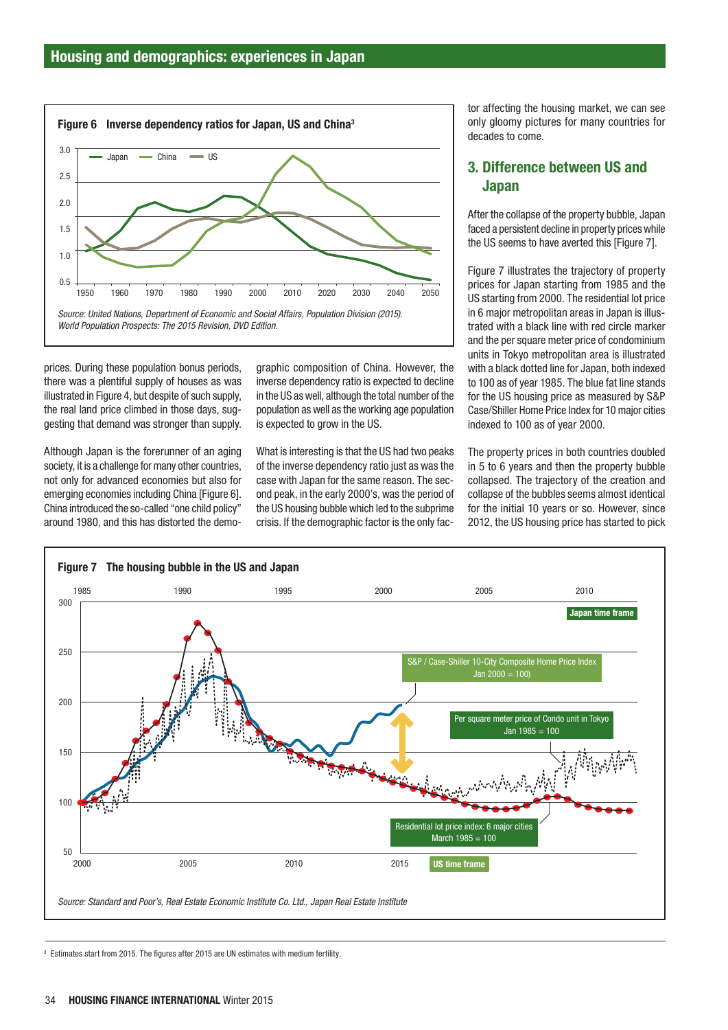## Housing and demographics: experiences in Japan

**Figure 6 Inverse dependency ratios for Japan, US and China**[3]

*Source: United Nations, Department of Economic and Social Affairs, Population Division (2015). World Population Prospects: The 2015 Revision, DVD Edition.*

prices. During these population bonus periods, there was a plentiful supply of houses as was illustrated in Figure 4, but despite of such supply, the real land price climbed in those days, suggesting that demand was stronger than supply.

Although Japan is the forerunner of an aging society, it is a challenge for many other countries, not only for advanced economies but also for emerging economies including China [Figure 6]. China introduced the so-called "one child policy" around 1980, and this has distorted the demographic composition of China. However, the inverse dependency ratio is expected to decline in the US as well, although the total number of the population as well as the working age population is expected to grow in the US.

What is interesting is that the US had two peaks of the inverse dependency ratio just as was the case with Japan for the same reason. The second peak, in the early 2000's, was the period of the US housing bubble which led to the subprime crisis. If the demographic factor is the only factor affecting the housing market, we can see only gloomy pictures for many countries for decades to come.

## 3. Difference between US and Japan

After the collapse of the property bubble, Japan faced a persistent decline in property prices while the US seems to have averted this [Figure 7].

Figure 7 illustrates the trajectory of property prices for Japan starting from 1985 and the US starting from 2000. The residential lot price in 6 major metropolitan areas in Japan is illustrated with a black line with red circle marker and the per square meter price of condominium units in Tokyo metropolitan area is illustrated with a black dotted line for Japan, both indexed to 100 as of year 1985. The blue fat line stands for the US housing price as measured by S&P Case/Shiller Home Price Index for 10 major cities indexed to 100 as of year 2000.

The property prices in both countries doubled in 5 to 6 years and then the property bubble collapsed. The trajectory of the creation and collapse of the bubbles seems almost identical for the initial 10 years or so. However, since 2012, the US housing price has started to pick

**Figure 7 The housing bubble in the US and Japan**

*Source: Standard and Poor's, Real Estate Economic Institute Co. Ltd., Japan Real Estate Institute*

---

[3] Estimates start from 2015. The figures after 2015 are UN estimates with medium fertility.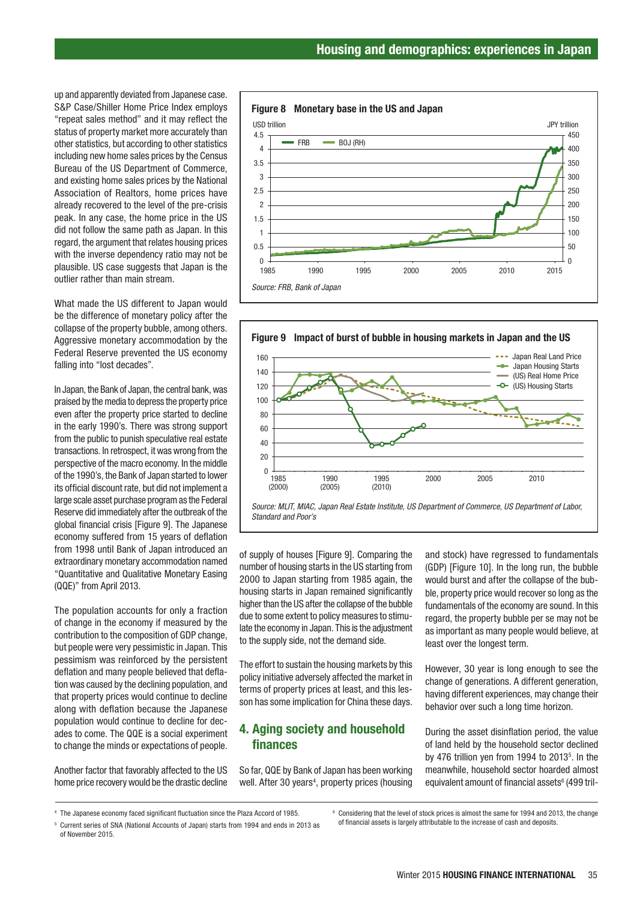up and apparently deviated from Japanese case. S&P Case/Shiller Home Price Index employs "repeat sales method" and it may reflect the status of property market more accurately than other statistics, but according to other statistics including new home sales prices by the Census Bureau of the US Department of Commerce, and existing home sales prices by the National Association of Realtors, home prices have already recovered to the level of the pre-crisis peak. In any case, the home price in the US did not follow the same path as Japan. In this regard, the argument that relates housing prices with the inverse dependency ratio may not be plausible. US case suggests that Japan is the outlier rather than main stream.

What made the US different to Japan would be the difference of monetary policy after the collapse of the property bubble, among others. Aggressive monetary accommodation by the Federal Reserve prevented the US economy falling into "lost decades".

In Japan, the Bank of Japan, the central bank, was praised by the media to depress the property price even after the property price started to decline in the early 1990's. There was strong support from the public to punish speculative real estate transactions. In retrospect, it was wrong from the perspective of the macro economy. In the middle of the 1990's, the Bank of Japan started to lower its official discount rate, but did not implement a large scale asset purchase program as the Federal Reserve did immediately after the outbreak of the global financial crisis [Figure 9]. The Japanese economy suffered from 15 years of deflation from 1998 until Bank of Japan introduced an extraordinary monetary accommodation named "Quantitative and Qualitative Monetary Easing (QQE)" from April 2013.

The population accounts for only a fraction of change in the economy if measured by the contribution to the composition of GDP change, but people were very pessimistic in Japan. This pessimism was reinforced by the persistent deflation and many people believed that deflation was caused by the declining population, and that property prices would continue to decline along with deflation because the Japanese population would continue to decline for decades to come. The QQE is a social experiment to change the minds or expectations of people.

Another factor that favorably affected to the US home price recovery would be the drastic decline of supply of houses [Figure 9]. Comparing the number of housing starts in the US starting from 2000 to Japan starting from 1985 again, the housing starts in Japan remained significantly higher than the US after the collapse of the bubble due to some extent to policy measures to stimulate the economy in Japan. This is the adjustment to the supply side, not the demand side.

The effort to sustain the housing markets by this policy initiative adversely affected the market in terms of property prices at least, and this lesson has some implication for China these days.

**Figure 8 Monetary base in the US and Japan**

*Source: FRB, Bank of Japan*

**Figure 9 Impact of burst of bubble in housing markets in Japan and the US**

*Source: MLIT, MIAC, Japan Real Estate Institute, US Department of Commerce, US Department of Labor, Standard and Poor's*

## 4. Aging society and household finances

So far, QQE by Bank of Japan has been working well. After 30 years[4], property prices (housing and stock) have regressed to fundamentals (GDP) [Figure 10]. In the long run, the bubble would burst and after the collapse of the bubble, property price would recover so long as the fundamentals of the economy are sound. In this regard, the property bubble per se may not be as important as many people would believe, at least over the longest term.

However, 30 year is long enough to see the change of generations. A different generation, having different experiences, may change their behavior over such a long time horizon.

During the asset disinflation period, the value of land held by the household sector declined by 476 trillion yen from 1994 to 2013[5]. In the meanwhile, household sector hoarded almost equivalent amount of financial assets[6] (499 tril-

---

[4] The Japanese economy faced significant fluctuation since the Plaza Accord of 1985.

[5] Current series of SNA (National Accounts of Japan) starts from 1994 and ends in 2013 as of November 2015.

[6] Considering that the level of stock prices is almost the same for 1994 and 2013, the change of financial assets is largely attributable to the increase of cash and deposits.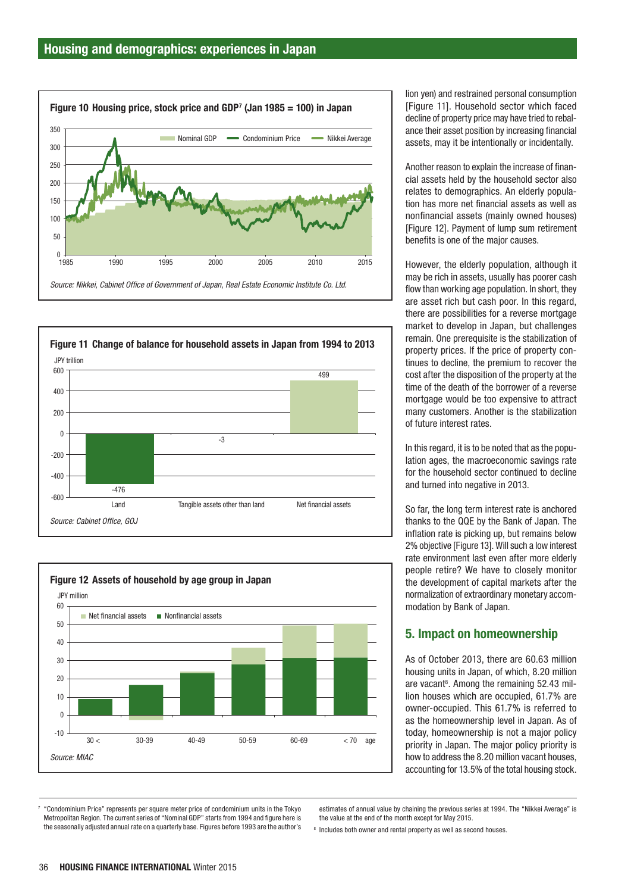**Figure 10 Housing price, stock price and GDP[7] (Jan 1985 = 100) in Japan**

*Source: Nikkei, Cabinet Office of Government of Japan, Real Estate Economic Institute Co. Ltd.*

**Figure 11 Change of balance for household assets in Japan from 1994 to 2013**

| | JPY trillion |
|---|---|
| Land | -476 |
| Tangible assets other than land | -3 |
| Net financial assets | 499 |

*Source: Cabinet Office, GOJ*

**Figure 12 Assets of household by age group in Japan**

*Source: MIAC*

lion yen) and restrained personal consumption [Figure 11]. Household sector which faced decline of property price may have tried to rebalance their asset position by increasing financial assets, may it be intentionally or incidentally.

Another reason to explain the increase of financial assets held by the household sector also relates to demographics. An elderly population has more net financial assets as well as nonfinancial assets (mainly owned houses) [Figure 12]. Payment of lump sum retirement benefits is one of the major causes.

However, the elderly population, although it may be rich in assets, usually has poorer cash flow than working age population. In short, they are asset rich but cash poor. In this regard, there are possibilities for a reverse mortgage market to develop in Japan, but challenges remain. One prerequisite is the stabilization of property prices. If the price of property continues to decline, the premium to recover the cost after the disposition of the property at the time of the death of the borrower of a reverse mortgage would be too expensive to attract many customers. Another is the stabilization of future interest rates.

In this regard, it is to be noted that as the population ages, the macroeconomic savings rate for the household sector continued to decline and turned into negative in 2013.

So far, the long term interest rate is anchored thanks to the QQE by the Bank of Japan. The inflation rate is picking up, but remains below 2% objective [Figure 13]. Will such a low interest rate environment last even after more elderly people retire? We have to closely monitor the development of capital markets after the normalization of extraordinary monetary accommodation by Bank of Japan.

## 5. Impact on homeownership

As of October 2013, there are 60.63 million housing units in Japan, of which, 8.20 million are vacant[8]. Among the remaining 52.43 million houses which are occupied, 61.7% are owner-occupied. This 61.7% is referred to as the homeownership level in Japan. As of today, homeownership is not a major policy priority in Japan. The major policy priority is how to address the 8.20 million vacant houses, accounting for 13.5% of the total housing stock.

[7] "Condominium Price" represents per square meter price of condominium units in the Tokyo Metropolitan Region. The current series of "Nominal GDP" starts from 1994 and figure here is the seasonally adjusted annual rate on a quarterly base. Figures before 1993 are the author's estimates of annual value by chaining the previous series at 1994. The "Nikkei Average" is the value at the end of the month except for May 2015.

[8] Includes both owner and rental property as well as second houses.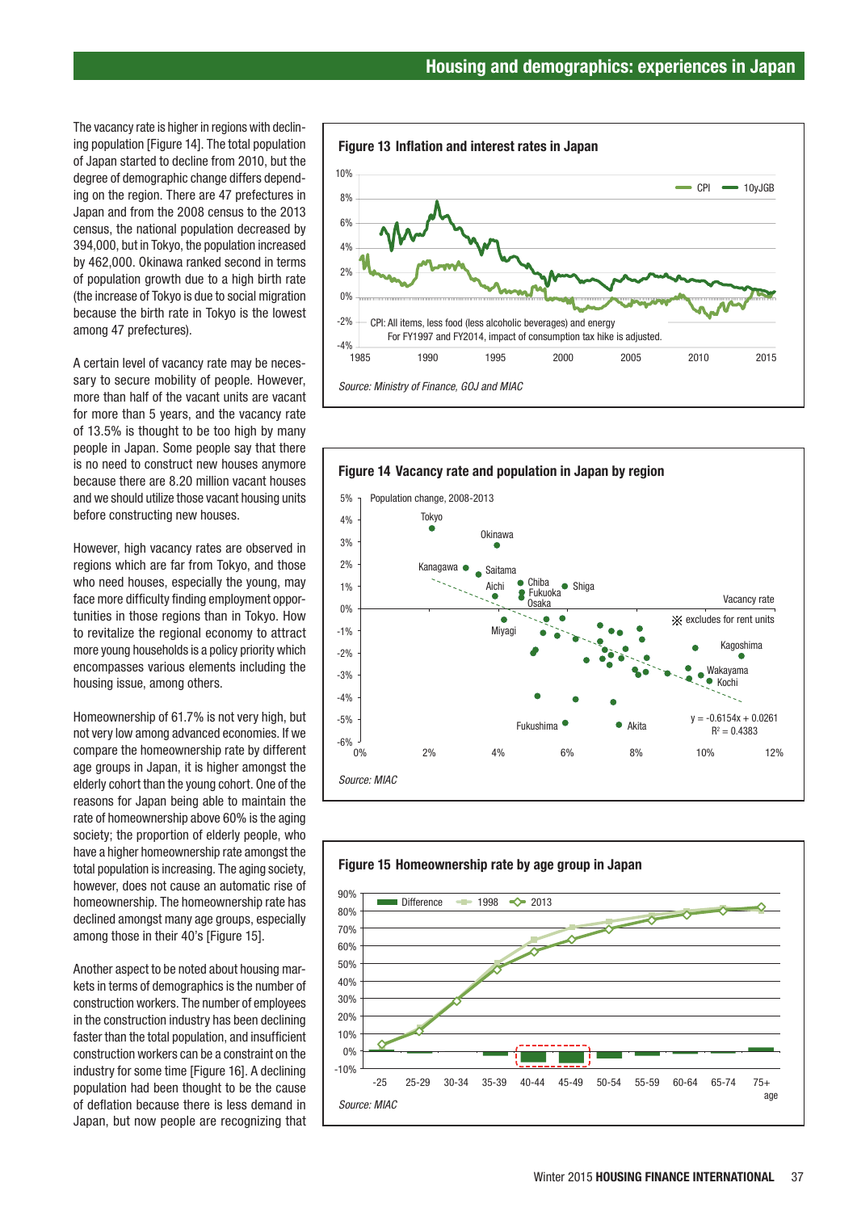The vacancy rate is higher in regions with declining population [Figure 14]. The total population of Japan started to decline from 2010, but the degree of demographic change differs depending on the region. There are 47 prefectures in Japan and from the 2008 census to the 2013 census, the national population decreased by 394,000, but in Tokyo, the population increased by 462,000. Okinawa ranked second in terms of population growth due to a high birth rate (the increase of Tokyo is due to social migration because the birth rate in Tokyo is the lowest among 47 prefectures).

A certain level of vacancy rate may be necessary to secure mobility of people. However, more than half of the vacant units are vacant for more than 5 years, and the vacancy rate of 13.5% is thought to be too high by many people in Japan. Some people say that there is no need to construct new houses anymore because there are 8.20 million vacant houses and we should utilize those vacant housing units before constructing new houses.

However, high vacancy rates are observed in regions which are far from Tokyo, and those who need houses, especially the young, may face more difficulty finding employment opportunities in those regions than in Tokyo. How to revitalize the regional economy to attract more young households is a policy priority which encompasses various elements including the housing issue, among others.

Homeownership of 61.7% is not very high, but not very low among advanced economies. If we compare the homeownership rate by different age groups in Japan, it is higher amongst the elderly cohort than the young cohort. One of the reasons for Japan being able to maintain the rate of homeownership above 60% is the aging society; the proportion of elderly people, who have a higher homeownership rate amongst the total population is increasing. The aging society, however, does not cause an automatic rise of homeownership. The homeownership rate has declined amongst many age groups, especially among those in their 40's [Figure 15].

Another aspect to be noted about housing markets in terms of demographics is the number of construction workers. The number of employees in the construction industry has been declining faster than the total population, and insufficient construction workers can be a constraint on the industry for some time [Figure 16]. A declining population had been thought to be the cause of deflation because there is less demand in Japan, but now people are recognizing that

**Figure 13 Inflation and interest rates in Japan**

CPI: All items, less food (less alcoholic beverages) and energy
For FY1997 and FY2014, impact of consumption tax hike is adjusted.

*Source: Ministry of Finance, GOJ and MIAC*

**Figure 14 Vacancy rate and population in Japan by region**

Population change, 2008-2013; Vacancy rate ※ excludes for rent units

$y = -0.6154x + 0.0261$
$R^2 = 0.4383$

*Source: MIAC*

**Figure 15 Homeownership rate by age group in Japan**

*Source: MIAC*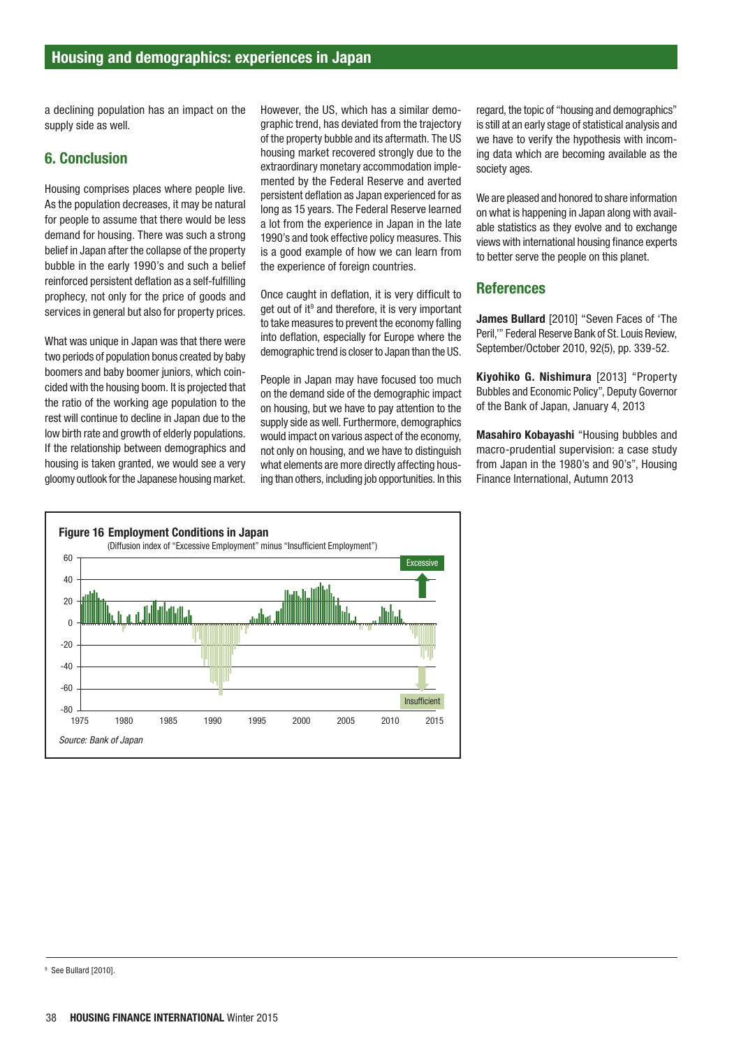a declining population has an impact on the supply side as well.

## 6. Conclusion

Housing comprises places where people live. As the population decreases, it may be natural for people to assume that there would be less demand for housing. There was such a strong belief in Japan after the collapse of the property bubble in the early 1990's and such a belief reinforced persistent deflation as a self-fulfilling prophecy, not only for the price of goods and services in general but also for property prices.

What was unique in Japan was that there were two periods of population bonus created by baby boomers and baby boomer juniors, which coincided with the housing boom. It is projected that the ratio of the working age population to the rest will continue to decline in Japan due to the low birth rate and growth of elderly populations. If the relationship between demographics and housing is taken granted, we would see a very gloomy outlook for the Japanese housing market.

However, the US, which has a similar demographic trend, has deviated from the trajectory of the property bubble and its aftermath. The US housing market recovered strongly due to the extraordinary monetary accommodation implemented by the Federal Reserve and averted persistent deflation as Japan experienced for as long as 15 years. The Federal Reserve learned a lot from the experience in Japan in the late 1990's and took effective policy measures. This is a good example of how we can learn from the experience of foreign countries.

Once caught in deflation, it is very difficult to get out of it[9] and therefore, it is very important to take measures to prevent the economy falling into deflation, especially for Europe where the demographic trend is closer to Japan than the US.

People in Japan may have focused too much on the demand side of the demographic impact on housing, but we have to pay attention to the supply side as well. Furthermore, demographics would impact on various aspect of the economy, not only on housing, and we have to distinguish what elements are more directly affecting housing than others, including job opportunities. In this regard, the topic of "housing and demographics" is still at an early stage of statistical analysis and we have to verify the hypothesis with incoming data which are becoming available as the society ages.

We are pleased and honored to share information on what is happening in Japan along with available statistics as they evolve and to exchange views with international housing finance experts to better serve the people on this planet.

## References

**James Bullard** [2010] "Seven Faces of 'The Peril,'" Federal Reserve Bank of St. Louis Review, September/October 2010, 92(5), pp. 339-52.

**Kiyohiko G. Nishimura** [2013] "Property Bubbles and Economic Policy", Deputy Governor of the Bank of Japan, January 4, 2013

**Masahiro Kobayashi** "Housing bubbles and macro-prudential supervision: a case study from Japan in the 1980's and 90's", Housing Finance International, Autumn 2013

**Figure 16 Employment Conditions in Japan**

(Diffusion index of "Excessive Employment" minus "Insufficient Employment")

60
40
20
0
-20
-40
-60
-80

1975 1980 1985 1990 1995 2000 2005 2010 2015

Excessive

Insufficient

*Source: Bank of Japan*

[9] See Bullard [2010].